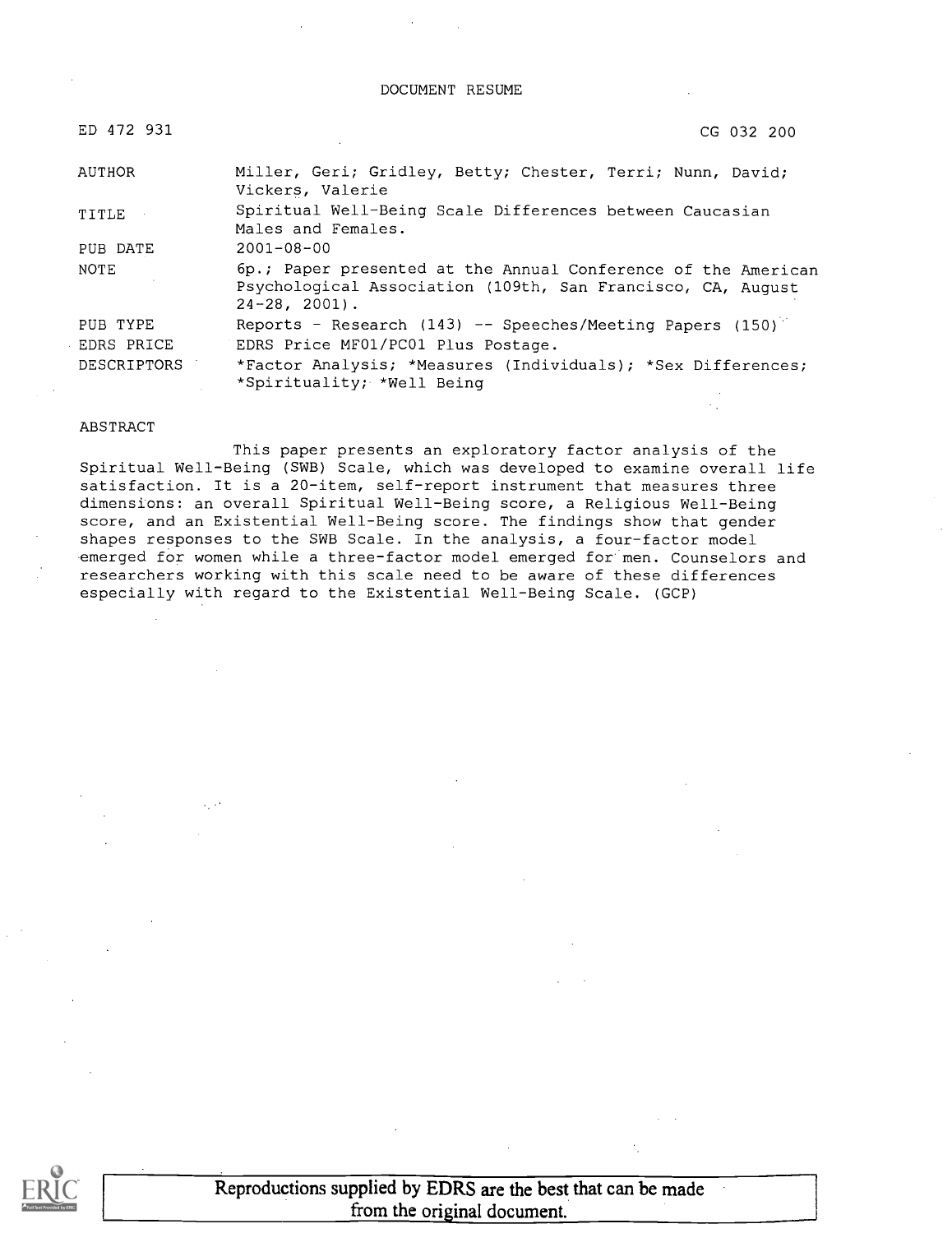DOCUMENT RESUME

| | |
|---|---|
| ED 472 931 | CG 032 200 |
| AUTHOR | Miller, Geri; Gridley, Betty; Chester, Terri; Nunn, David; Vickers, Valerie |
| TITLE | Spiritual Well-Being Scale Differences between Caucasian Males and Females. |
| PUB DATE | 2001-08-00 |
| NOTE | 6p.; Paper presented at the Annual Conference of the American Psychological Association (109th, San Francisco, CA, August 24-28, 2001). |
| PUB TYPE | Reports - Research (143) -- Speeches/Meeting Papers (150) |
| EDRS PRICE | EDRS Price MF01/PC01 Plus Postage. |
| DESCRIPTORS | *Factor Analysis; *Measures (Individuals); *Sex Differences; *Spirituality; *Well Being |

ABSTRACT

This paper presents an exploratory factor analysis of the Spiritual Well-Being (SWB) Scale, which was developed to examine overall life satisfaction. It is a 20-item, self-report instrument that measures three dimensions: an overall Spiritual Well-Being score, a Religious Well-Being score, and an Existential Well-Being score. The findings show that gender shapes responses to the SWB Scale. In the analysis, a four-factor model emerged for women while a three-factor model emerged for men. Counselors and researchers working with this scale need to be aware of these differences especially with regard to the Existential Well-Being Scale. (GCP)

Reproductions supplied by EDRS are the best that can be made from the original document.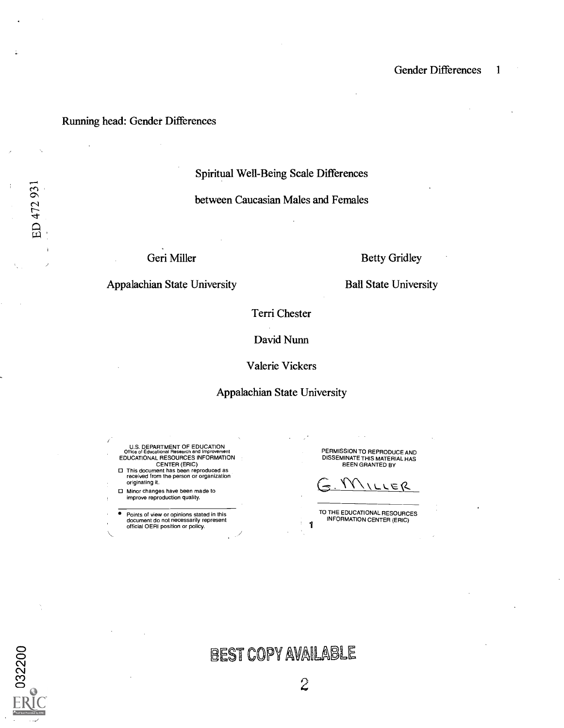Running head: Gender Differences

# Spiritual Well-Being Scale Differences

# between Caucasian Males and Females

Geri Miller

Appalachian State University

Betty Gridley

Ball State University

Terri Chester

David Nunn

Valerie Vickers

Appalachian State University

U.S. DEPARTMENT OF EDUCATION
Office of Educational Research and Improvement
EDUCATIONAL RESOURCES INFORMATION CENTER (ERIC)

- This document has been reproduced as received from the person or organization originating it.
- Minor changes have been made to improve reproduction quality.

- Points of view or opinions stated in this document do not necessarily represent official OERI position or policy.

PERMISSION TO REPRODUCE AND DISSEMINATE THIS MATERIAL HAS BEEN GRANTED BY

G. Miller

TO THE EDUCATIONAL RESOURCES INFORMATION CENTER (ERIC)

BEST COPY AVAILABLE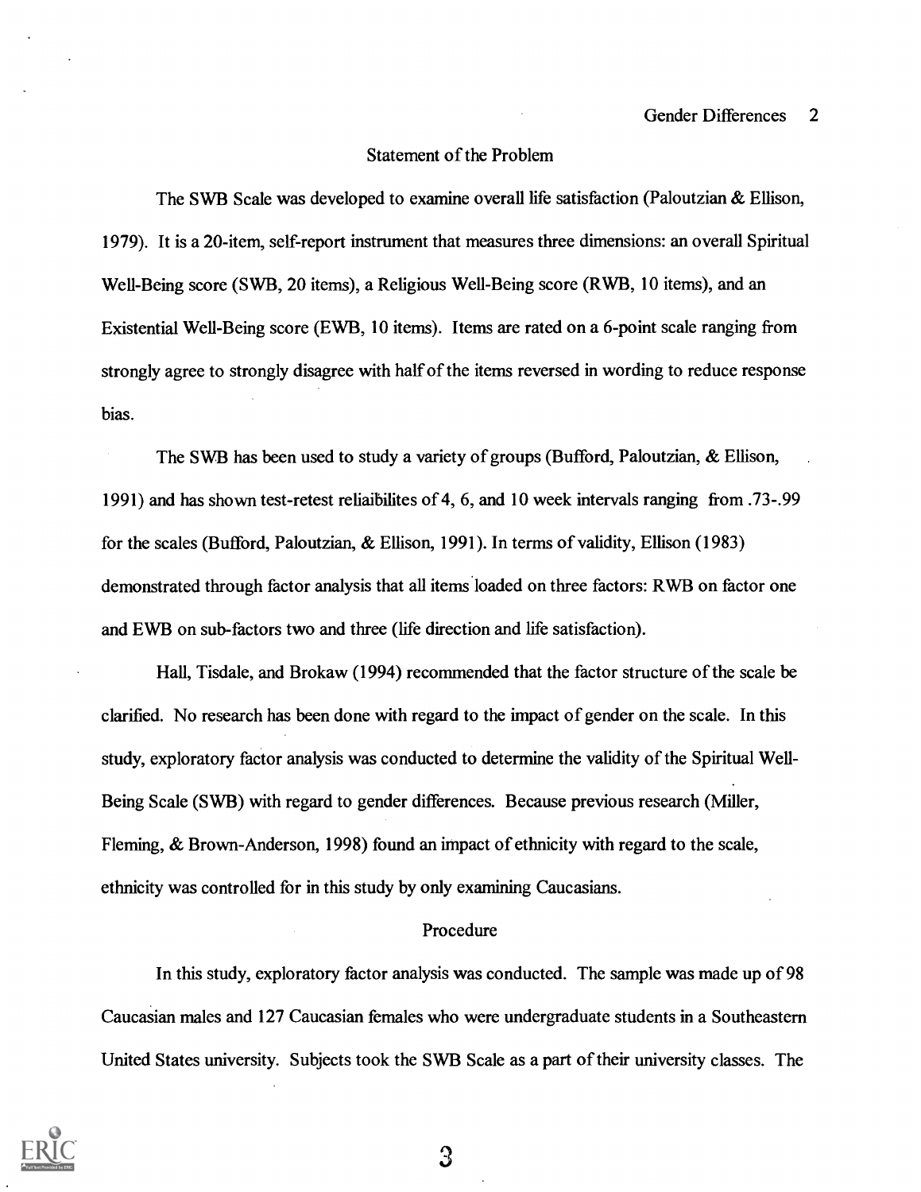## Statement of the Problem

The SWB Scale was developed to examine overall life satisfaction (Paloutzian & Ellison, 1979). It is a 20-item, self-report instrument that measures three dimensions: an overall Spiritual Well-Being score (SWB, 20 items), a Religious Well-Being score (RWB, 10 items), and an Existential Well-Being score (EWB, 10 items). Items are rated on a 6-point scale ranging from strongly agree to strongly disagree with half of the items reversed in wording to reduce response bias.

The SWB has been used to study a variety of groups (Bufford, Paloutzian, & Ellison, 1991) and has shown test-retest reliaibilites of 4, 6, and 10 week intervals ranging from .73-.99 for the scales (Bufford, Paloutzian, & Ellison, 1991). In terms of validity, Ellison (1983) demonstrated through factor analysis that all items loaded on three factors: RWB on factor one and EWB on sub-factors two and three (life direction and life satisfaction).

Hall, Tisdale, and Brokaw (1994) recommended that the factor structure of the scale be clarified. No research has been done with regard to the impact of gender on the scale. In this study, exploratory factor analysis was conducted to determine the validity of the Spiritual Well-Being Scale (SWB) with regard to gender differences. Because previous research (Miller, Fleming, & Brown-Anderson, 1998) found an impact of ethnicity with regard to the scale, ethnicity was controlled for in this study by only examining Caucasians.

## Procedure

In this study, exploratory factor analysis was conducted. The sample was made up of 98 Caucasian males and 127 Caucasian females who were undergraduate students in a Southeastern United States university. Subjects took the SWB Scale as a part of their university classes. The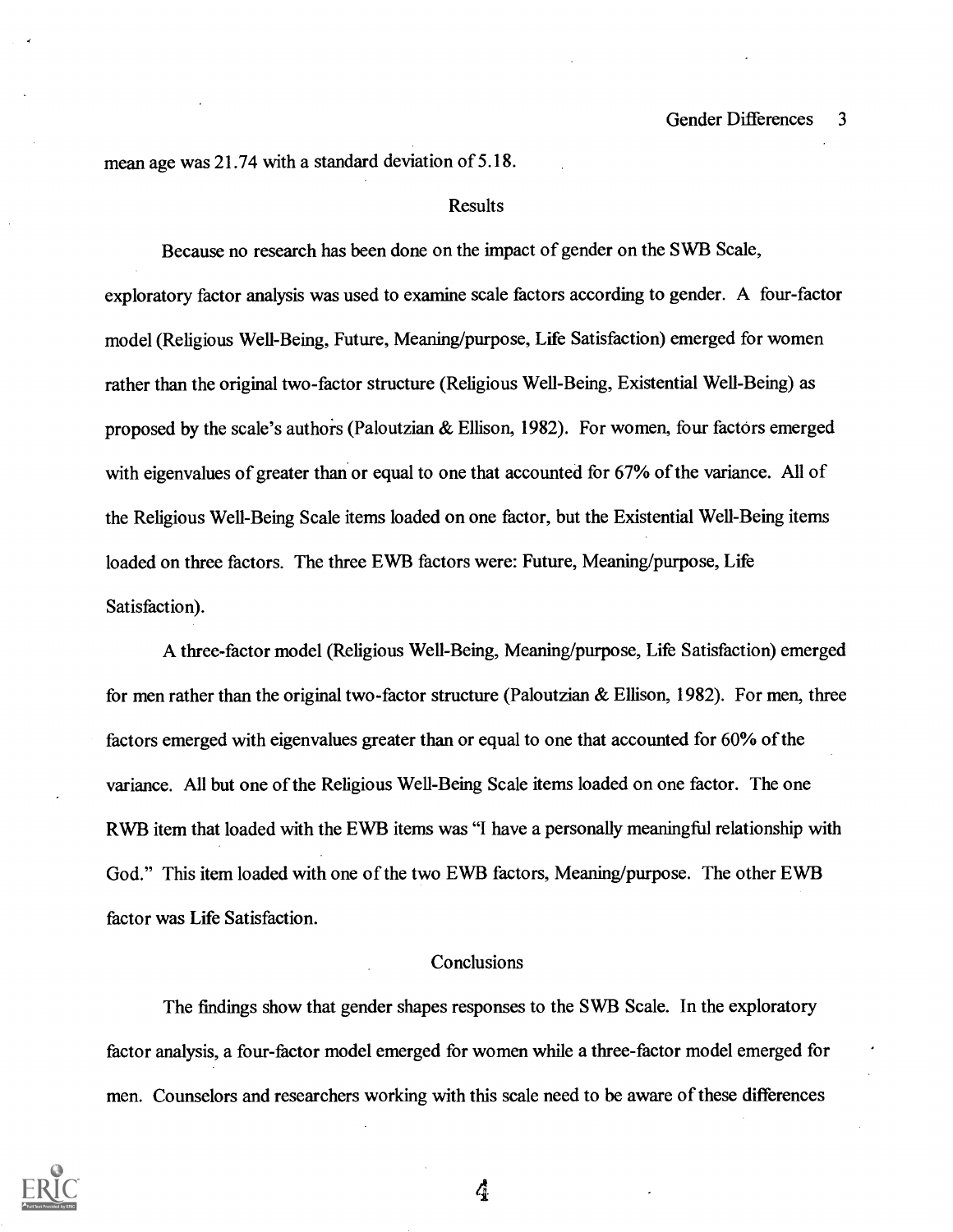mean age was 21.74 with a standard deviation of 5.18.

## Results

Because no research has been done on the impact of gender on the SWB Scale, exploratory factor analysis was used to examine scale factors according to gender. A four-factor model (Religious Well-Being, Future, Meaning/purpose, Life Satisfaction) emerged for women rather than the original two-factor structure (Religious Well-Being, Existential Well-Being) as proposed by the scale's authors (Paloutzian & Ellison, 1982). For women, four factors emerged with eigenvalues of greater than or equal to one that accounted for 67% of the variance. All of the Religious Well-Being Scale items loaded on one factor, but the Existential Well-Being items loaded on three factors. The three EWB factors were: Future, Meaning/purpose, Life Satisfaction).

A three-factor model (Religious Well-Being, Meaning/purpose, Life Satisfaction) emerged for men rather than the original two-factor structure (Paloutzian & Ellison, 1982). For men, three factors emerged with eigenvalues greater than or equal to one that accounted for 60% of the variance. All but one of the Religious Well-Being Scale items loaded on one factor. The one RWB item that loaded with the EWB items was "I have a personally meaningful relationship with God." This item loaded with one of the two EWB factors, Meaning/purpose. The other EWB factor was Life Satisfaction.

## Conclusions

The findings show that gender shapes responses to the SWB Scale. In the exploratory factor analysis, a four-factor model emerged for women while a three-factor model emerged for men. Counselors and researchers working with this scale need to be aware of these differences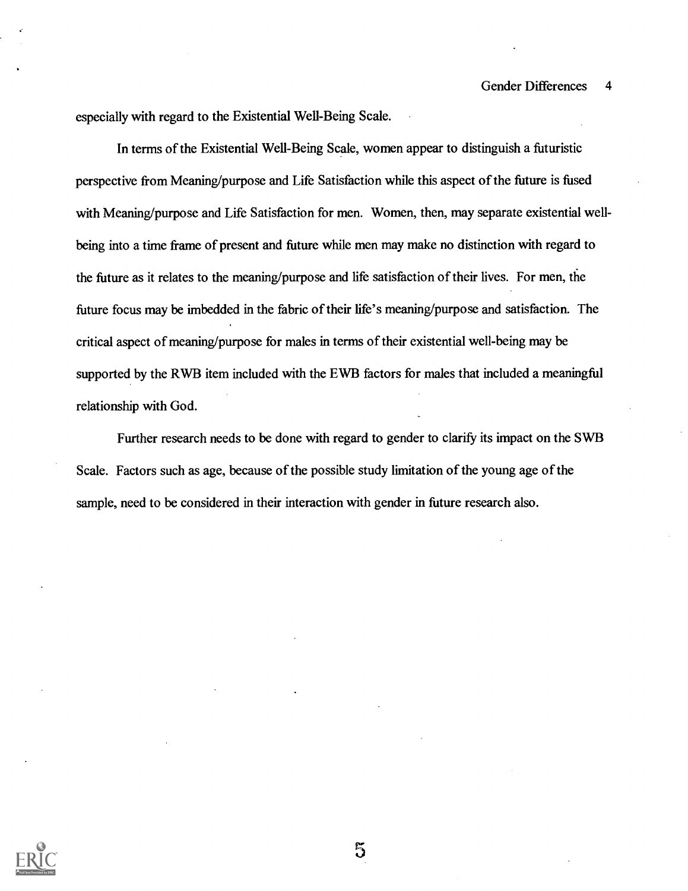especially with regard to the Existential Well-Being Scale.

In terms of the Existential Well-Being Scale, women appear to distinguish a futuristic perspective from Meaning/purpose and Life Satisfaction while this aspect of the future is fused with Meaning/purpose and Life Satisfaction for men. Women, then, may separate existential well-being into a time frame of present and future while men may make no distinction with regard to the future as it relates to the meaning/purpose and life satisfaction of their lives. For men, the future focus may be imbedded in the fabric of their life's meaning/purpose and satisfaction. The critical aspect of meaning/purpose for males in terms of their existential well-being may be supported by the RWB item included with the EWB factors for males that included a meaningful relationship with God.

Further research needs to be done with regard to gender to clarify its impact on the SWB Scale. Factors such as age, because of the possible study limitation of the young age of the sample, need to be considered in their interaction with gender in future research also.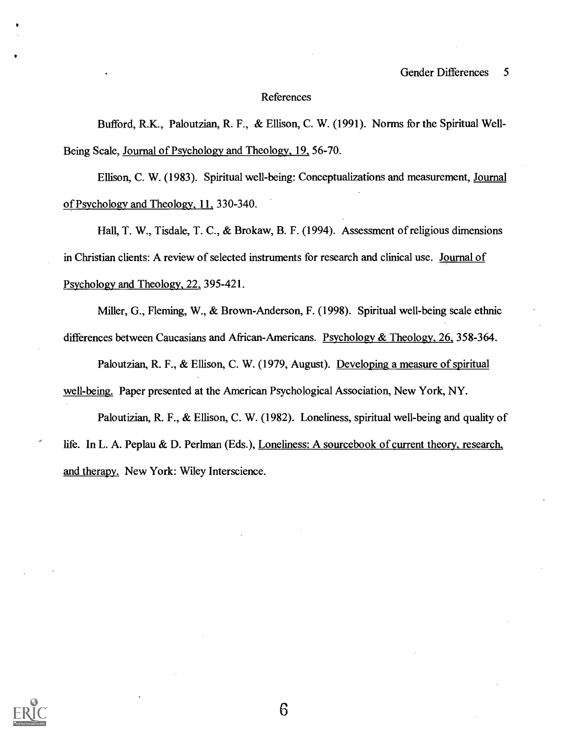## References

Bufford, R.K., Paloutzian, R. F., & Ellison, C. W. (1991). Norms for the Spiritual Well-Being Scale, Journal of Psychology and Theology, 19, 56-70.

Ellison, C. W. (1983). Spiritual well-being: Conceptualizations and measurement, Journal of Psychology and Theology, 11, 330-340.

Hall, T. W., Tisdale, T. C., & Brokaw, B. F. (1994). Assessment of religious dimensions in Christian clients: A review of selected instruments for research and clinical use. Journal of Psychology and Theology, 22, 395-421.

Miller, G., Fleming, W., & Brown-Anderson, F. (1998). Spiritual well-being scale ethnic differences between Caucasians and African-Americans. Psychology & Theology, 26, 358-364.

Paloutzian, R. F., & Ellison, C. W. (1979, August). Developing a measure of spiritual well-being. Paper presented at the American Psychological Association, New York, NY.

Paloutizian, R. F., & Ellison, C. W. (1982). Loneliness, spiritual well-being and quality of life. In L. A. Peplau & D. Perlman (Eds.), Loneliness: A sourcebook of current theory, research, and therapy. New York: Wiley Interscience.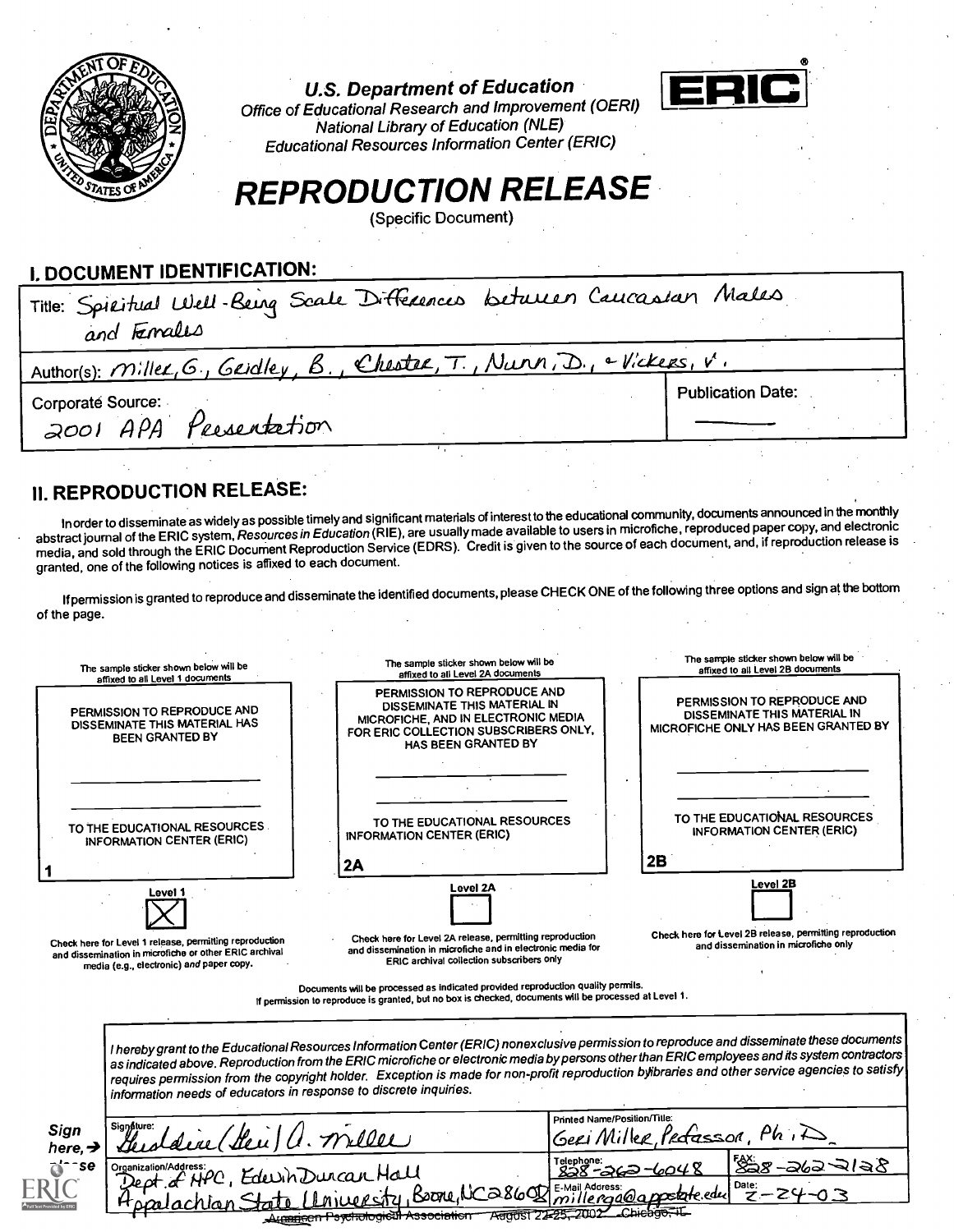U.S. Department of Education
Office of Educational Research and Improvement (OERI)
National Library of Education (NLE)
Educational Resources Information Center (ERIC)

ERIC®

# REPRODUCTION RELEASE

(Specific Document)

## I. DOCUMENT IDENTIFICATION:

Title: Spiritual Well-Being Scale Differences between Caucasian Males and Females

Author(s): Miller, G., Gridley, B., Chester, T., Nunn, D., & Vickers, V.

Corporate Source: 2001 APA Presentation

Publication Date: ———

## II. REPRODUCTION RELEASE:

In order to disseminate as widely as possible timely and significant materials of interest to the educational community, documents announced in the monthly abstract journal of the ERIC system, *Resources in Education* (RIE), are usually made available to users in microfiche, reproduced paper copy, and electronic media, and sold through the ERIC Document Reproduction Service (EDRS). Credit is given to the source of each document, and, if reproduction release is granted, one of the following notices is affixed to each document.

If permission is granted to reproduce and disseminate the identified documents, please CHECK ONE of the following three options and sign at the bottom of the page.

| The sample sticker shown below will be affixed to all Level 1 documents | The sample sticker shown below will be affixed to all Level 2A documents | The sample sticker shown below will be affixed to all Level 2B documents |
|---|---|---|
| PERMISSION TO REPRODUCE AND DISSEMINATE THIS MATERIAL HAS BEEN GRANTED BY ______ TO THE EDUCATIONAL RESOURCES INFORMATION CENTER (ERIC) | PERMISSION TO REPRODUCE AND DISSEMINATE THIS MATERIAL IN MICROFICHE, AND IN ELECTRONIC MEDIA FOR ERIC COLLECTION SUBSCRIBERS ONLY, HAS BEEN GRANTED BY ______ TO THE EDUCATIONAL RESOURCES INFORMATION CENTER (ERIC) | PERMISSION TO REPRODUCE AND DISSEMINATE THIS MATERIAL IN MICROFICHE ONLY HAS BEEN GRANTED BY ______ TO THE EDUCATIONAL RESOURCES INFORMATION CENTER (ERIC) |
| 1 | 2A | 2B |
| Level 1 [X] | Level 2A [ ] | Level 2B [ ] |
| Check here for Level 1 release, permitting reproduction and dissemination in microfiche or other ERIC archival media (e.g., electronic) *and* paper copy. | Check here for Level 2A release, permitting reproduction and dissemination in microfiche and in electronic media for ERIC archival collection subscribers only | Check here for Level 2B release, permitting reproduction and dissemination in microfiche only |

Documents will be processed as indicated provided reproduction quality permits.
If permission to reproduce is granted, but no box is checked, documents will be processed at Level 1.

*I hereby grant to the Educational Resources Information Center (ERIC) nonexclusive permission to reproduce and disseminate these documents as indicated above. Reproduction from the ERIC microfiche or electronic media by persons other than ERIC employees and its system contractors requires permission from the copyright holder. Exception is made for non-profit reproduction by libraries and other service agencies to satisfy information needs of educators in response to discrete inquiries.*

Sign here, → please

Signature: Geraldine (Geri) A. Miller

Printed Name/Position/Title: Geri Miller, Professor, Ph.D.

Organization/Address: Dept. of HPC, Edwin Duncan Hall, Appalachian State University, Boone, NC 28608

Telephone: 828-262-6048

FAX: 828-262-2128

E-Mail Address: millerga@appstate.edu

Date: 2-24-03

~~American Psychological Association August 22-25, 2002 Chicago, IL~~